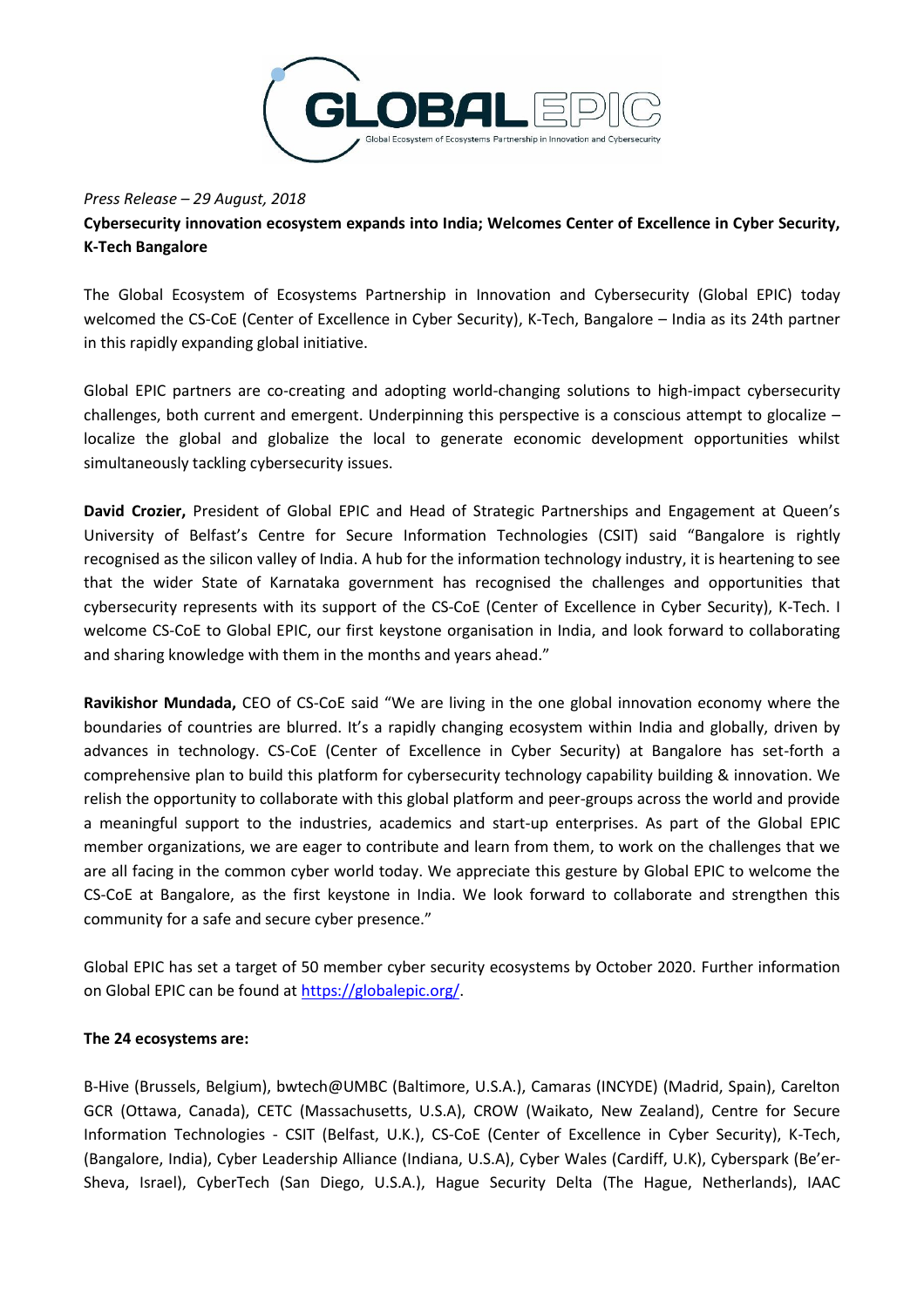GLOBAL EPIC

Global Ecosystem of Ecosystems Partnership in Innovation and Cybersecurity

*Press Release – 29 August, 2018*

**Cybersecurity innovation ecosystem expands into India; Welcomes Center of Excellence in Cyber Security, K-Tech Bangalore**

The Global Ecosystem of Ecosystems Partnership in Innovation and Cybersecurity (Global EPIC) today welcomed the CS-CoE (Center of Excellence in Cyber Security), K-Tech, Bangalore – India as its 24th partner in this rapidly expanding global initiative.

Global EPIC partners are co-creating and adopting world-changing solutions to high-impact cybersecurity challenges, both current and emergent. Underpinning this perspective is a conscious attempt to glocalize – localize the global and globalize the local to generate economic development opportunities whilst simultaneously tackling cybersecurity issues.

**David Crozier,** President of Global EPIC and Head of Strategic Partnerships and Engagement at Queen's University of Belfast's Centre for Secure Information Technologies (CSIT) said "Bangalore is rightly recognised as the silicon valley of India. A hub for the information technology industry, it is heartening to see that the wider State of Karnataka government has recognised the challenges and opportunities that cybersecurity represents with its support of the CS-CoE (Center of Excellence in Cyber Security), K-Tech. I welcome CS-CoE to Global EPIC, our first keystone organisation in India, and look forward to collaborating and sharing knowledge with them in the months and years ahead."

**Ravikishor Mundada,** CEO of CS-CoE said "We are living in the one global innovation economy where the boundaries of countries are blurred. It's a rapidly changing ecosystem within India and globally, driven by advances in technology. CS-CoE (Center of Excellence in Cyber Security) at Bangalore has set-forth a comprehensive plan to build this platform for cybersecurity technology capability building & innovation. We relish the opportunity to collaborate with this global platform and peer-groups across the world and provide a meaningful support to the industries, academics and start-up enterprises. As part of the Global EPIC member organizations, we are eager to contribute and learn from them, to work on the challenges that we are all facing in the common cyber world today. We appreciate this gesture by Global EPIC to welcome the CS-CoE at Bangalore, as the first keystone in India. We look forward to collaborate and strengthen this community for a safe and secure cyber presence."

Global EPIC has set a target of 50 member cyber security ecosystems by October 2020. Further information on Global EPIC can be found at https://globalepic.org/.

**The 24 ecosystems are:**

B-Hive (Brussels, Belgium), bwtech@UMBC (Baltimore, U.S.A.), Camaras (INCYDE) (Madrid, Spain), Carelton GCR (Ottawa, Canada), CETC (Massachusetts, U.S.A), CROW (Waikato, New Zealand), Centre for Secure Information Technologies - CSIT (Belfast, U.K.), CS-CoE (Center of Excellence in Cyber Security), K-Tech, (Bangalore, India), Cyber Leadership Alliance (Indiana, U.S.A), Cyber Wales (Cardiff, U.K), Cyberspark (Be'er-Sheva, Israel), CyberTech (San Diego, U.S.A.), Hague Security Delta (The Hague, Netherlands), IAAC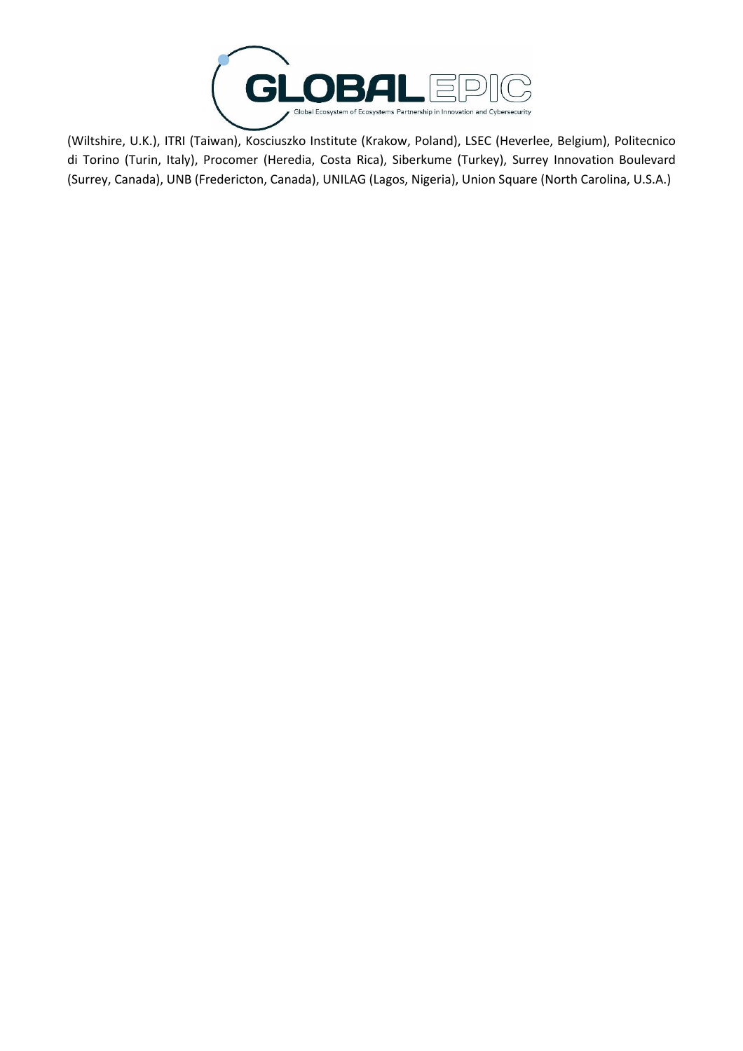(Wiltshire, U.K.), ITRI (Taiwan), Kosciuszko Institute (Krakow, Poland), LSEC (Heverlee, Belgium), Politecnico di Torino (Turin, Italy), Procomer (Heredia, Costa Rica), Siberkume (Turkey), Surrey Innovation Boulevard (Surrey, Canada), UNB (Fredericton, Canada), UNILAG (Lagos, Nigeria), Union Square (North Carolina, U.S.A.)